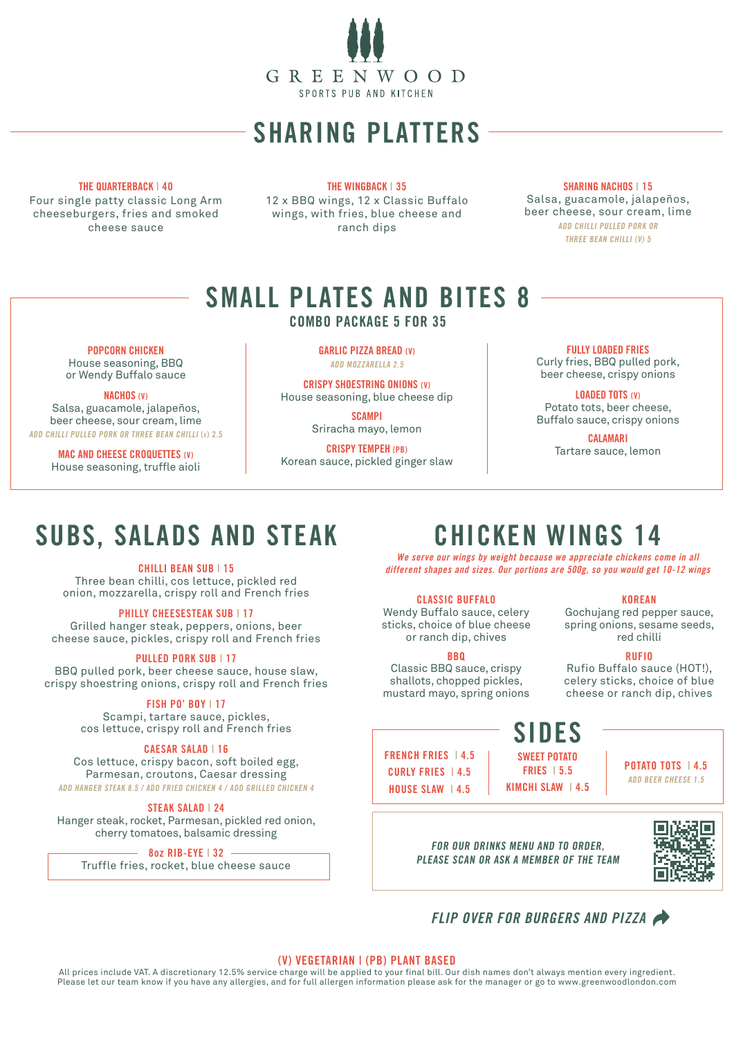# GREENWOOD

SPORTS PUB AND KITCHEN

## SHARING PLATTERS

**THE QUARTERBACK | 40**
Four single patty classic Long Arm cheeseburgers, fries and smoked cheese sauce

**THE WINGBACK | 35**
12 x BBQ wings, 12 x Classic Buffalo wings, with fries, blue cheese and ranch dips

**SHARING NACHOS | 15**
Salsa, guacamole, jalapeños, beer cheese, sour cream, lime
*ADD CHILLI PULLED PORK OR THREE BEAN CHILLI (V) 5*

## SMALL PLATES AND BITES 8

### COMBO PACKAGE 5 FOR 35

**POPCORN CHICKEN**
House seasoning, BBQ or Wendy Buffalo sauce

**NACHOS (V)**
Salsa, guacamole, jalapeños, beer cheese, sour cream, lime
*ADD CHILLI PULLED PORK OR THREE BEAN CHILLI (V) 2.5*

**MAC AND CHEESE CROQUETTES (V)**
House seasoning, truffle aioli

**GARLIC PIZZA BREAD (V)**
*ADD MOZZARELLA 2.5*

**CRISPY SHOESTRING ONIONS (V)**
House seasoning, blue cheese dip

**SCAMPI**
Sriracha mayo, lemon

**CRISPY TEMPEH (PB)**
Korean sauce, pickled ginger slaw

**FULLY LOADED FRIES**
Curly fries, BBQ pulled pork, beer cheese, crispy onions

**LOADED TOTS (V)**
Potato tots, beer cheese, Buffalo sauce, crispy onions

**CALAMARI**
Tartare sauce, lemon

## SUBS, SALADS AND STEAK

**CHILLI BEAN SUB | 15**
Three bean chilli, cos lettuce, pickled red onion, mozzarella, crispy roll and French fries

**PHILLY CHEESESTEAK SUB | 17**
Grilled hanger steak, peppers, onions, beer cheese sauce, pickles, crispy roll and French fries

**PULLED PORK SUB | 17**
BBQ pulled pork, beer cheese sauce, house slaw, crispy shoestring onions, crispy roll and French fries

**FISH PO' BOY | 17**
Scampi, tartare sauce, pickles, cos lettuce, crispy roll and French fries

**CAESAR SALAD | 16**
Cos lettuce, crispy bacon, soft boiled egg, Parmesan, croutons, Caesar dressing
*ADD HANGER STEAK 8.5 / ADD FRIED CHICKEN 4 / ADD GRILLED CHICKEN 4*

**STEAK SALAD | 24**
Hanger steak, rocket, Parmesan, pickled red onion, cherry tomatoes, balsamic dressing

**8oz RIB-EYE | 32**
Truffle fries, rocket, blue cheese sauce

## CHICKEN WINGS 14

*We serve our wings by weight because we appreciate chickens come in all different shapes and sizes. Our portions are 500g, so you would get 10-12 wings*

**CLASSIC BUFFALO**
Wendy Buffalo sauce, celery sticks, choice of blue cheese or ranch dip, chives

**BBQ**
Classic BBQ sauce, crispy shallots, chopped pickles, mustard mayo, spring onions

**KOREAN**
Gochujang red pepper sauce, spring onions, sesame seeds, red chilli

**RUFIO**
Rufio Buffalo sauce (HOT!), celery sticks, choice of blue cheese or ranch dip, chives

## SIDES

- FRENCH FRIES | 4.5
- CURLY FRIES | 4.5
- HOUSE SLAW | 4.5
- SWEET POTATO FRIES | 5.5
- KIMCHI SLAW | 4.5
- POTATO TOTS | 4.5 — *ADD BEER CHEESE 1.5*

*FOR OUR DRINKS MENU AND TO ORDER, PLEASE SCAN OR ASK A MEMBER OF THE TEAM*

*FLIP OVER FOR BURGERS AND PIZZA*

**(V) VEGETARIAN | (PB) PLANT BASED**

All prices include VAT. A discretionary 12.5% service charge will be applied to your final bill. Our dish names don't always mention every ingredient. Please let our team know if you have any allergies, and for full allergen information please ask for the manager or go to www.greenwoodlondon.com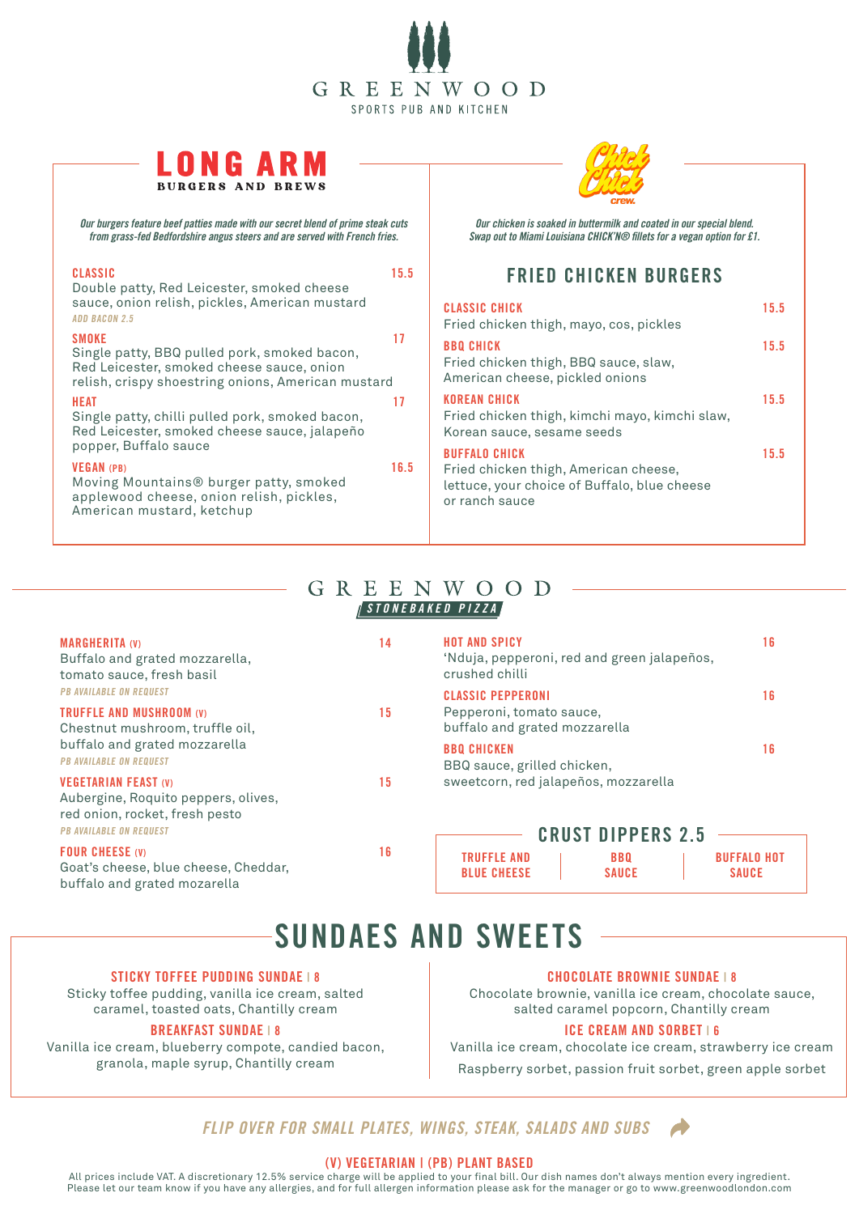# GREENWOOD

SPORTS PUB AND KITCHEN

## LONG ARM

**BURGERS AND BREWS**

*Our burgers feature beef patties made with our secret blend of prime steak cuts from grass-fed Bedfordshire angus steers and are served with French fries.*

**CLASSIC** 15.5
Double patty, Red Leicester, smoked cheese sauce, onion relish, pickles, American mustard
*ADD BACON 2.5*

**SMOKE** 17
Single patty, BBQ pulled pork, smoked bacon, Red Leicester, smoked cheese sauce, onion relish, crispy shoestring onions, American mustard

**HEAT** 17
Single patty, chilli pulled pork, smoked bacon, Red Leicester, smoked cheese sauce, jalapeño popper, Buffalo sauce

**VEGAN (PB)** 16.5
Moving Mountains® burger patty, smoked applewood cheese, onion relish, pickles, American mustard, ketchup

## Chick Chick crew.

*Our chicken is soaked in buttermilk and coated in our special blend. Swap out to Miami Louisiana CHICK'N® fillets for a vegan option for £1.*

### FRIED CHICKEN BURGERS

**CLASSIC CHICK** 15.5
Fried chicken thigh, mayo, cos, pickles

**BBQ CHICK** 15.5
Fried chicken thigh, BBQ sauce, slaw, American cheese, pickled onions

**KOREAN CHICK** 15.5
Fried chicken thigh, kimchi mayo, kimchi slaw, Korean sauce, sesame seeds

**BUFFALO CHICK** 15.5
Fried chicken thigh, American cheese, lettuce, your choice of Buffalo, blue cheese or ranch sauce

## GREENWOOD STONEBAKED PIZZA

**MARGHERITA (V)** 14
Buffalo and grated mozzarella, tomato sauce, fresh basil
*PB AVAILABLE ON REQUEST*

**TRUFFLE AND MUSHROOM (V)** 15
Chestnut mushroom, truffle oil, buffalo and grated mozzarella
*PB AVAILABLE ON REQUEST*

**VEGETARIAN FEAST (V)** 15
Aubergine, Roquito peppers, olives, red onion, rocket, fresh pesto
*PB AVAILABLE ON REQUEST*

**FOUR CHEESE (V)** 16
Goat's cheese, blue cheese, Cheddar, buffalo and grated mozarella

**HOT AND SPICY** 16
'Nduja, pepperoni, red and green jalapeños, crushed chilli

**CLASSIC PEPPERONI** 16
Pepperoni, tomato sauce, buffalo and grated mozzarella

**BBQ CHICKEN** 16
BBQ sauce, grilled chicken, sweetcorn, red jalapeños, mozzarella

### CRUST DIPPERS 2.5

TRUFFLE AND BLUE CHEESE | BBQ SAUCE | BUFFALO HOT SAUCE

## SUNDAES AND SWEETS

**STICKY TOFFEE PUDDING SUNDAE | 8**
Sticky toffee pudding, vanilla ice cream, salted caramel, toasted oats, Chantilly cream

**BREAKFAST SUNDAE | 8**
Vanilla ice cream, blueberry compote, candied bacon, granola, maple syrup, Chantilly cream

**CHOCOLATE BROWNIE SUNDAE | 8**
Chocolate brownie, vanilla ice cream, chocolate sauce, salted caramel popcorn, Chantilly cream

**ICE CREAM AND SORBET | 6**
Vanilla ice cream, chocolate ice cream, strawberry ice cream
Raspberry sorbet, passion fruit sorbet, green apple sorbet

*FLIP OVER FOR SMALL PLATES, WINGS, STEAK, SALADS AND SUBS*

**(V) VEGETARIAN | (PB) PLANT BASED**

All prices include VAT. A discretionary 12.5% service charge will be applied to your final bill. Our dish names don't always mention every ingredient. Please let our team know if you have any allergies, and for full allergen information please ask for the manager or go to www.greenwoodlondon.com